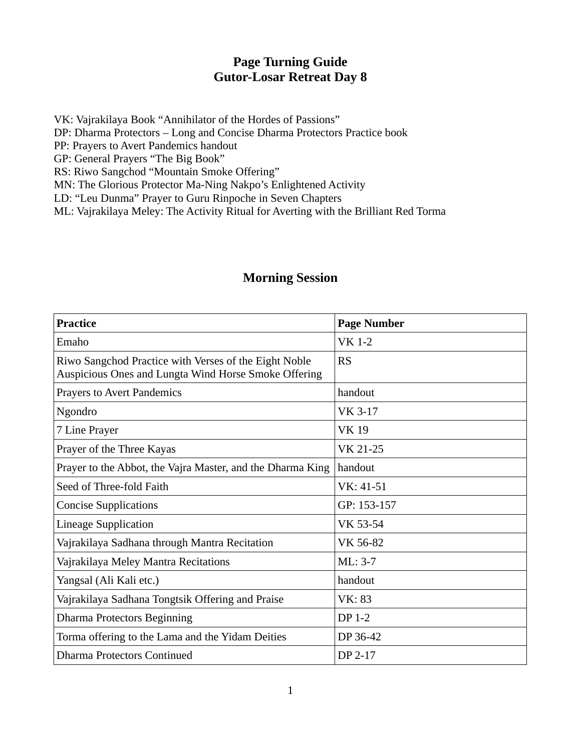# Page Turning Guide
# Gutor-Losar Retreat Day 8

VK: Vajrakilaya Book “Annihilator of the Hordes of Passions”
DP: Dharma Protectors – Long and Concise Dharma Protectors Practice book
PP: Prayers to Avert Pandemics handout
GP: General Prayers “The Big Book”
RS: Riwo Sangchod “Mountain Smoke Offering”
MN: The Glorious Protector Ma-Ning Nakpo’s Enlightened Activity
LD: “Leu Dunma” Prayer to Guru Rinpoche in Seven Chapters
ML: Vajrakilaya Meley: The Activity Ritual for Averting with the Brilliant Red Torma

## Morning Session

| Practice | Page Number |
|---|---|
| Emaho | VK 1-2 |
| Riwo Sangchod Practice with Verses of the Eight Noble Auspicious Ones and Lungta Wind Horse Smoke Offering | RS |
| Prayers to Avert Pandemics | handout |
| Ngondro | VK 3-17 |
| 7 Line Prayer | VK 19 |
| Prayer of the Three Kayas | VK 21-25 |
| Prayer to the Abbot, the Vajra Master, and the Dharma King | handout |
| Seed of Three-fold Faith | VK: 41-51 |
| Concise Supplications | GP: 153-157 |
| Lineage Supplication | VK 53-54 |
| Vajrakilaya Sadhana through Mantra Recitation | VK 56-82 |
| Vajrakilaya Meley Mantra Recitations | ML: 3-7 |
| Yangsal (Ali Kali etc.) | handout |
| Vajrakilaya Sadhana Tongtsik Offering and Praise | VK: 83 |
| Dharma Protectors Beginning | DP 1-2 |
| Torma offering to the Lama and the Yidam Deities | DP 36-42 |
| Dharma Protectors Continued | DP 2-17 |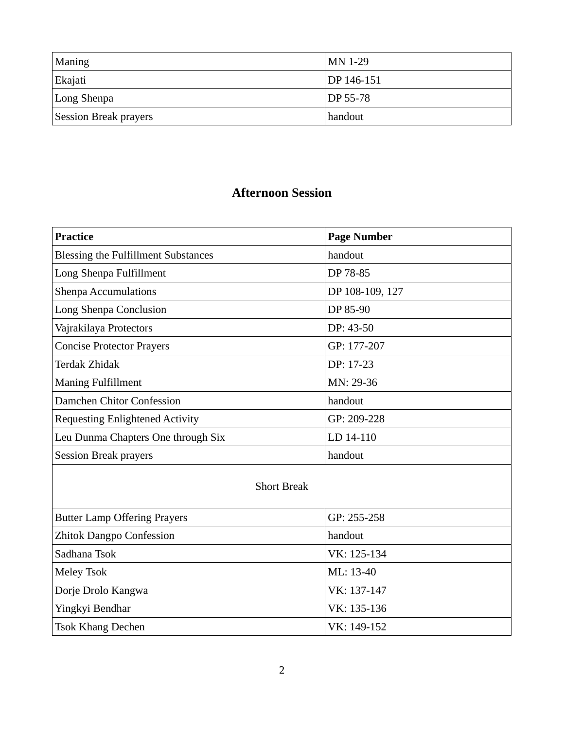| Maning | MN 1-29 |
|---|---|
| Ekajati | DP 146-151 |
| Long Shenpa | DP 55-78 |
| Session Break prayers | handout |

## Afternoon Session

| **Practice** | **Page Number** |
|---|---|
| Blessing the Fulfillment Substances | handout |
| Long Shenpa Fulfillment | DP 78-85 |
| Shenpa Accumulations | DP 108-109, 127 |
| Long Shenpa Conclusion | DP 85-90 |
| Vajrakilaya Protectors | DP: 43-50 |
| Concise Protector Prayers | GP: 177-207 |
| Terdak Zhidak | DP: 17-23 |
| Maning Fulfillment | MN: 29-36 |
| Damchen Chitor Confession | handout |
| Requesting Enlightened Activity | GP: 209-228 |
| Leu Dunma Chapters One through Six | LD 14-110 |
| Session Break prayers | handout |
| Short Break | |
| Butter Lamp Offering Prayers | GP: 255-258 |
| Zhitok Dangpo Confession | handout |
| Sadhana Tsok | VK: 125-134 |
| Meley Tsok | ML: 13-40 |
| Dorje Drolo Kangwa | VK: 137-147 |
| Yingkyi Bendhar | VK: 135-136 |
| Tsok Khang Dechen | VK: 149-152 |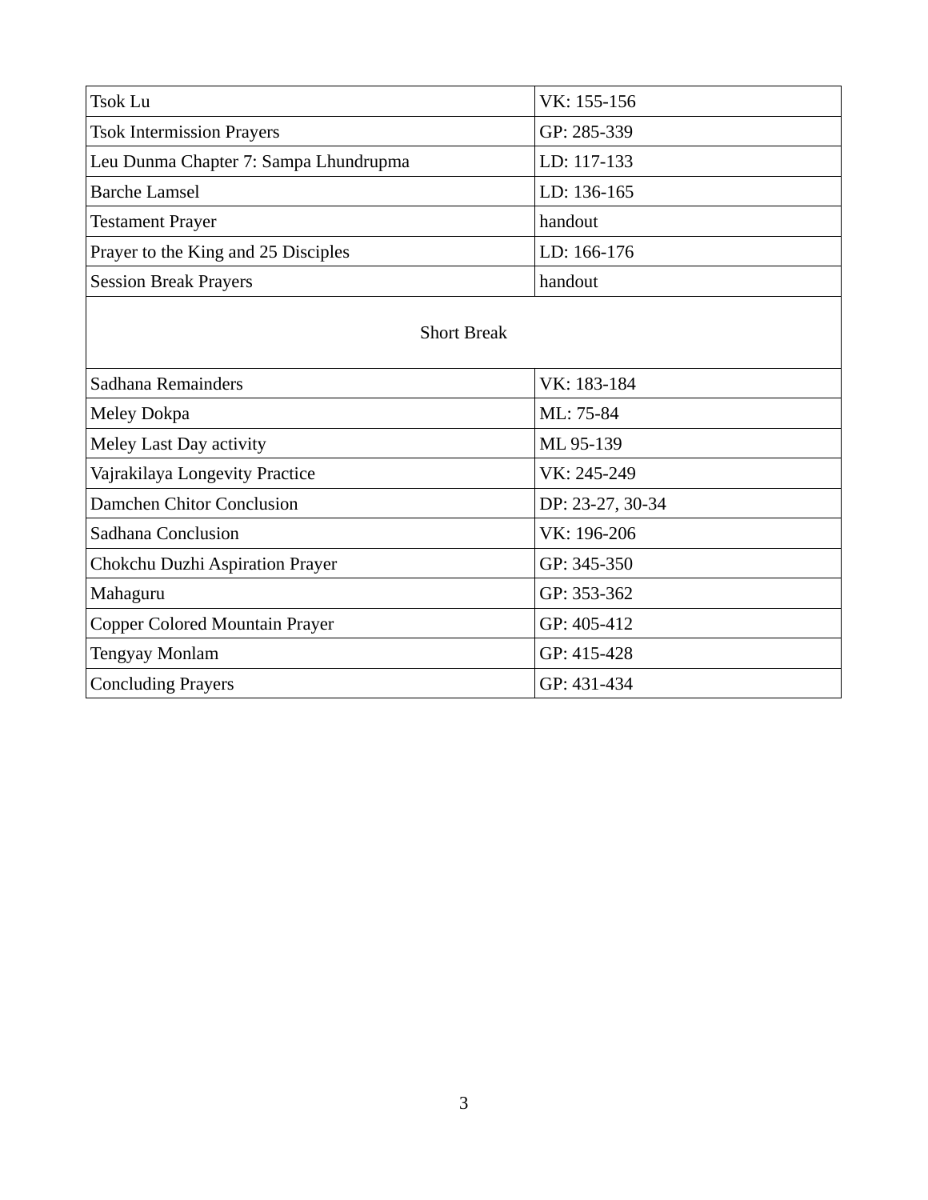| | |
|---|---|
| Tsok Lu | VK: 155-156 |
| Tsok Intermission Prayers | GP: 285-339 |
| Leu Dunma Chapter 7: Sampa Lhundrupma | LD: 117-133 |
| Barche Lamsel | LD: 136-165 |
| Testament Prayer | handout |
| Prayer to the King and 25 Disciples | LD: 166-176 |
| Session Break Prayers | handout |
| Short Break | |
| Sadhana Remainders | VK: 183-184 |
| Meley Dokpa | ML: 75-84 |
| Meley Last Day activity | ML 95-139 |
| Vajrakilaya Longevity Practice | VK: 245-249 |
| Damchen Chitor Conclusion | DP: 23-27, 30-34 |
| Sadhana Conclusion | VK: 196-206 |
| Chokchu Duzhi Aspiration Prayer | GP: 345-350 |
| Mahaguru | GP: 353-362 |
| Copper Colored Mountain Prayer | GP: 405-412 |
| Tengyay Monlam | GP: 415-428 |
| Concluding Prayers | GP: 431-434 |